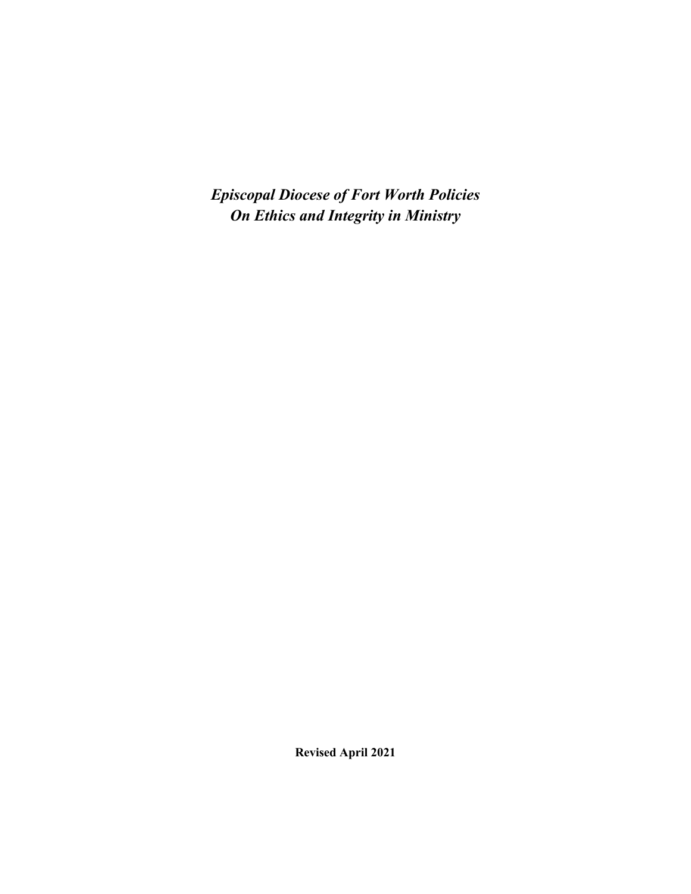# *Episcopal Diocese of Fort Worth Policies On Ethics and Integrity in Ministry*

**Revised April 2021**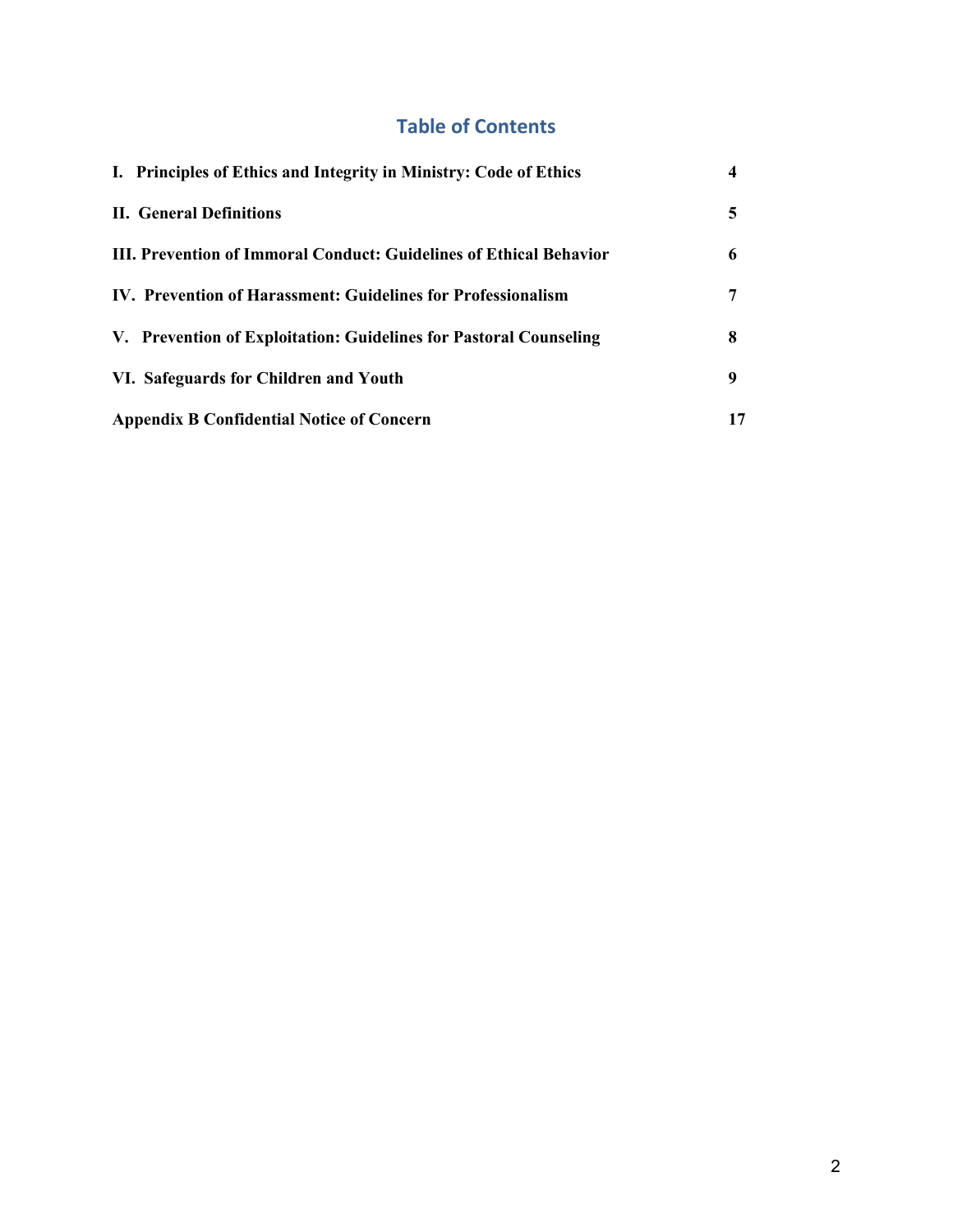## Table of Contents

| | |
|---|---|
| **I. Principles of Ethics and Integrity in Ministry: Code of Ethics** | **4** |
| **II. General Definitions** | **5** |
| **III. Prevention of Immoral Conduct: Guidelines of Ethical Behavior** | **6** |
| **IV. Prevention of Harassment: Guidelines for Professionalism** | **7** |
| **V. Prevention of Exploitation: Guidelines for Pastoral Counseling** | **8** |
| **VI. Safeguards for Children and Youth** | **9** |
| **Appendix B Confidential Notice of Concern** | **17** |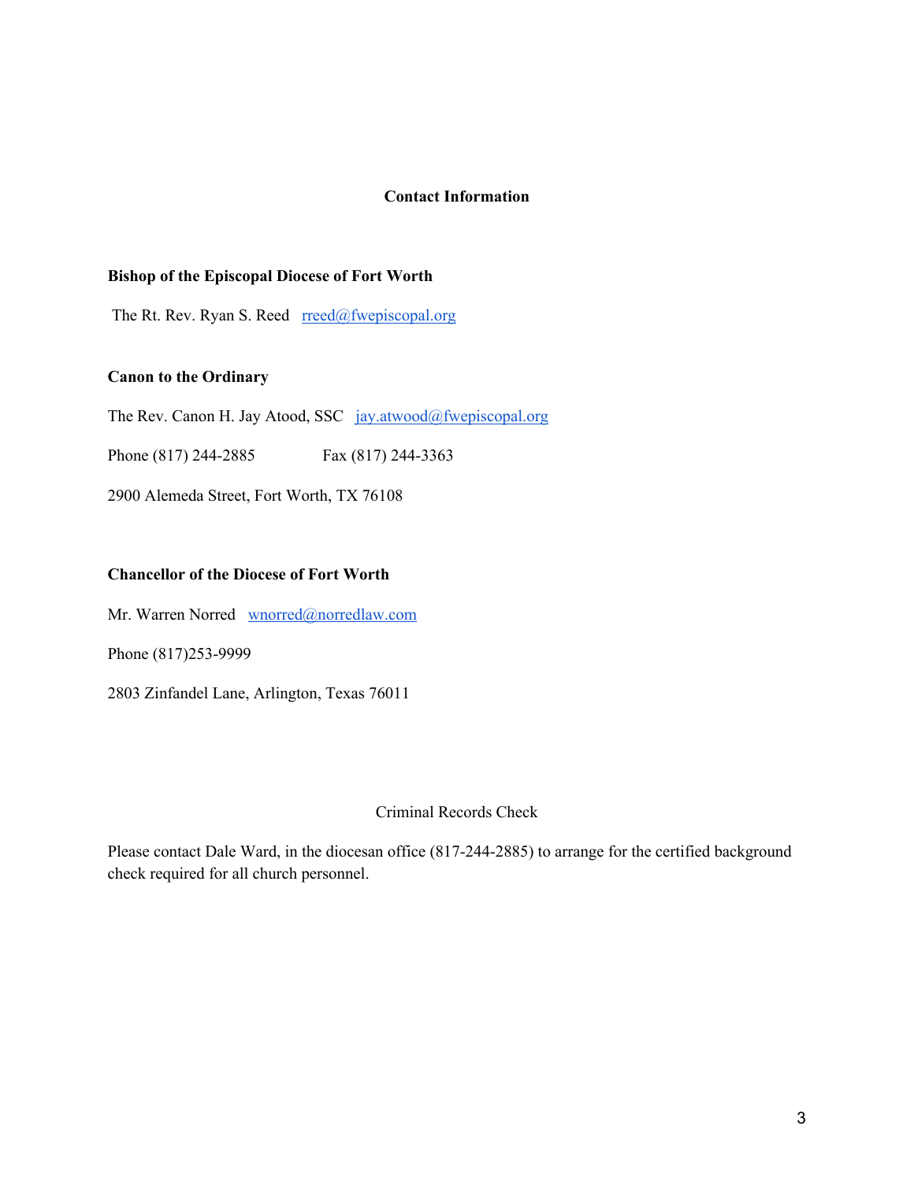## Contact Information

### Bishop of the Episcopal Diocese of Fort Worth

The Rt. Rev. Ryan S. Reed rreed@fwepiscopal.org

### Canon to the Ordinary

The Rev. Canon H. Jay Atood, SSC jay.atwood@fwepiscopal.org

Phone (817) 244-2885 Fax (817) 244-3363

2900 Alemeda Street, Fort Worth, TX 76108

### Chancellor of the Diocese of Fort Worth

Mr. Warren Norred wnorred@norredlaw.com

Phone (817)253-9999

2803 Zinfandel Lane, Arlington, Texas 76011

Criminal Records Check

Please contact Dale Ward, in the diocesan office (817-244-2885) to arrange for the certified background check required for all church personnel.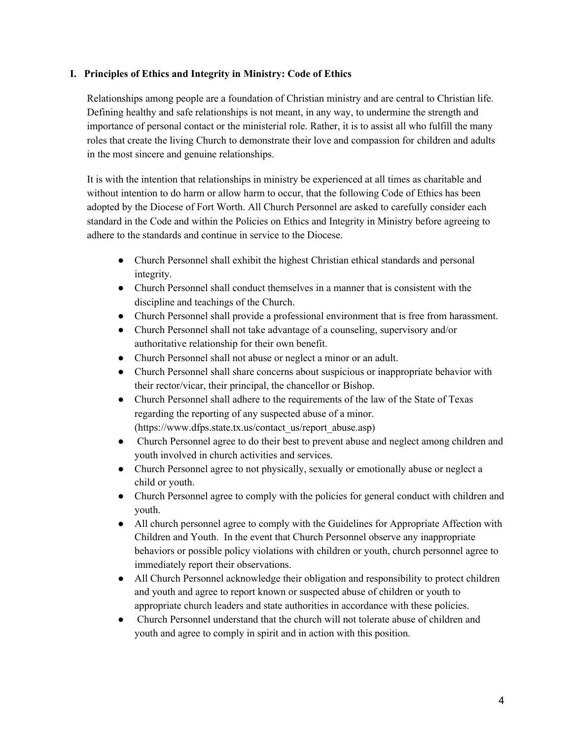## I. Principles of Ethics and Integrity in Ministry: Code of Ethics

Relationships among people are a foundation of Christian ministry and are central to Christian life. Defining healthy and safe relationships is not meant, in any way, to undermine the strength and importance of personal contact or the ministerial role. Rather, it is to assist all who fulfill the many roles that create the living Church to demonstrate their love and compassion for children and adults in the most sincere and genuine relationships.

It is with the intention that relationships in ministry be experienced at all times as charitable and without intention to do harm or allow harm to occur, that the following Code of Ethics has been adopted by the Diocese of Fort Worth. All Church Personnel are asked to carefully consider each standard in the Code and within the Policies on Ethics and Integrity in Ministry before agreeing to adhere to the standards and continue in service to the Diocese.

- Church Personnel shall exhibit the highest Christian ethical standards and personal integrity.
- Church Personnel shall conduct themselves in a manner that is consistent with the discipline and teachings of the Church.
- Church Personnel shall provide a professional environment that is free from harassment.
- Church Personnel shall not take advantage of a counseling, supervisory and/or authoritative relationship for their own benefit.
- Church Personnel shall not abuse or neglect a minor or an adult.
- Church Personnel shall share concerns about suspicious or inappropriate behavior with their rector/vicar, their principal, the chancellor or Bishop.
- Church Personnel shall adhere to the requirements of the law of the State of Texas regarding the reporting of any suspected abuse of a minor. (https://www.dfps.state.tx.us/contact_us/report_abuse.asp)
- Church Personnel agree to do their best to prevent abuse and neglect among children and youth involved in church activities and services.
- Church Personnel agree to not physically, sexually or emotionally abuse or neglect a child or youth.
- Church Personnel agree to comply with the policies for general conduct with children and youth.
- All church personnel agree to comply with the Guidelines for Appropriate Affection with Children and Youth. In the event that Church Personnel observe any inappropriate behaviors or possible policy violations with children or youth, church personnel agree to immediately report their observations.
- All Church Personnel acknowledge their obligation and responsibility to protect children and youth and agree to report known or suspected abuse of children or youth to appropriate church leaders and state authorities in accordance with these policies.
- Church Personnel understand that the church will not tolerate abuse of children and youth and agree to comply in spirit and in action with this position.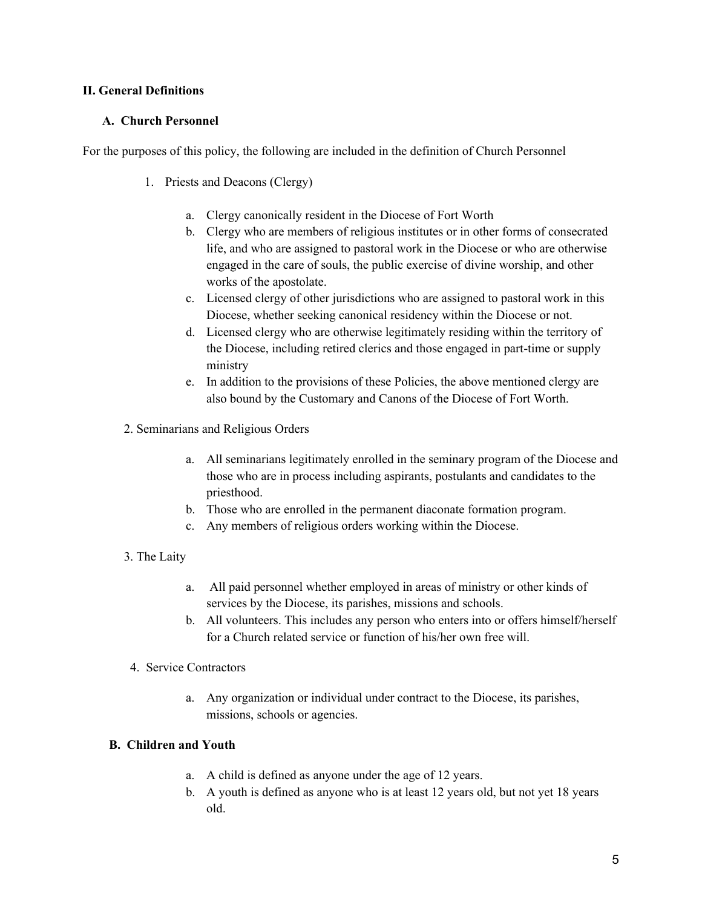## II. General Definitions

### A. Church Personnel

For the purposes of this policy, the following are included in the definition of Church Personnel

1. Priests and Deacons (Clergy)

   a. Clergy canonically resident in the Diocese of Fort Worth
   b. Clergy who are members of religious institutes or in other forms of consecrated life, and who are assigned to pastoral work in the Diocese or who are otherwise engaged in the care of souls, the public exercise of divine worship, and other works of the apostolate.
   c. Licensed clergy of other jurisdictions who are assigned to pastoral work in this Diocese, whether seeking canonical residency within the Diocese or not.
   d. Licensed clergy who are otherwise legitimately residing within the territory of the Diocese, including retired clerics and those engaged in part-time or supply ministry
   e. In addition to the provisions of these Policies, the above mentioned clergy are also bound by the Customary and Canons of the Diocese of Fort Worth.

2. Seminarians and Religious Orders

   a. All seminarians legitimately enrolled in the seminary program of the Diocese and those who are in process including aspirants, postulants and candidates to the priesthood.
   b. Those who are enrolled in the permanent diaconate formation program.
   c. Any members of religious orders working within the Diocese.

3. The Laity

   a. All paid personnel whether employed in areas of ministry or other kinds of services by the Diocese, its parishes, missions and schools.
   b. All volunteers. This includes any person who enters into or offers himself/herself for a Church related service or function of his/her own free will.

4. Service Contractors

   a. Any organization or individual under contract to the Diocese, its parishes, missions, schools or agencies.

### B. Children and Youth

a. A child is defined as anyone under the age of 12 years.
b. A youth is defined as anyone who is at least 12 years old, but not yet 18 years old.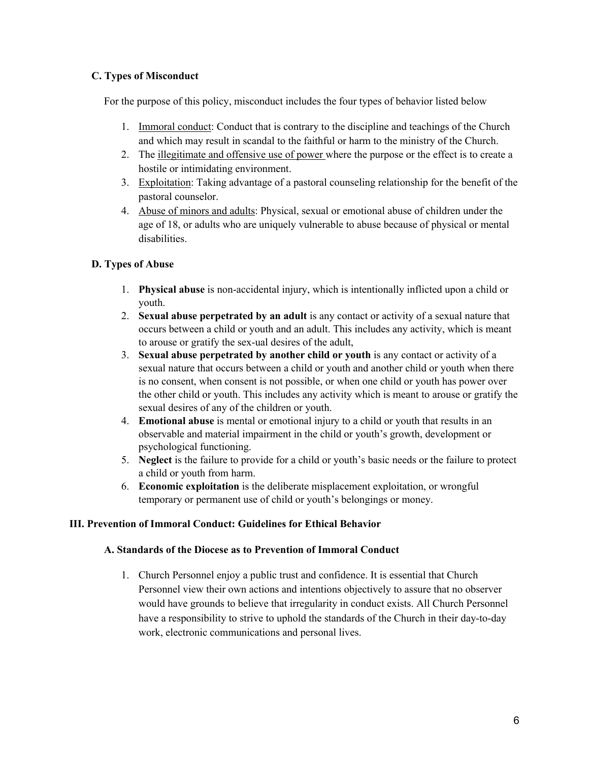### C. Types of Misconduct

For the purpose of this policy, misconduct includes the four types of behavior listed below

1. Immoral conduct: Conduct that is contrary to the discipline and teachings of the Church and which may result in scandal to the faithful or harm to the ministry of the Church.
2. The illegitimate and offensive use of power where the purpose or the effect is to create a hostile or intimidating environment.
3. Exploitation: Taking advantage of a pastoral counseling relationship for the benefit of the pastoral counselor.
4. Abuse of minors and adults: Physical, sexual or emotional abuse of children under the age of 18, or adults who are uniquely vulnerable to abuse because of physical or mental disabilities.

### D. Types of Abuse

1. **Physical abuse** is non-accidental injury, which is intentionally inflicted upon a child or youth.
2. **Sexual abuse perpetrated by an adult** is any contact or activity of a sexual nature that occurs between a child or youth and an adult. This includes any activity, which is meant to arouse or gratify the sex-ual desires of the adult,
3. **Sexual abuse perpetrated by another child or youth** is any contact or activity of a sexual nature that occurs between a child or youth and another child or youth when there is no consent, when consent is not possible, or when one child or youth has power over the other child or youth. This includes any activity which is meant to arouse or gratify the sexual desires of any of the children or youth.
4. **Emotional abuse** is mental or emotional injury to a child or youth that results in an observable and material impairment in the child or youth's growth, development or psychological functioning.
5. **Neglect** is the failure to provide for a child or youth's basic needs or the failure to protect a child or youth from harm.
6. **Economic exploitation** is the deliberate misplacement exploitation, or wrongful temporary or permanent use of child or youth's belongings or money.

## III. Prevention of Immoral Conduct: Guidelines for Ethical Behavior

### A. Standards of the Diocese as to Prevention of Immoral Conduct

1. Church Personnel enjoy a public trust and confidence. It is essential that Church Personnel view their own actions and intentions objectively to assure that no observer would have grounds to believe that irregularity in conduct exists. All Church Personnel have a responsibility to strive to uphold the standards of the Church in their day-to-day work, electronic communications and personal lives.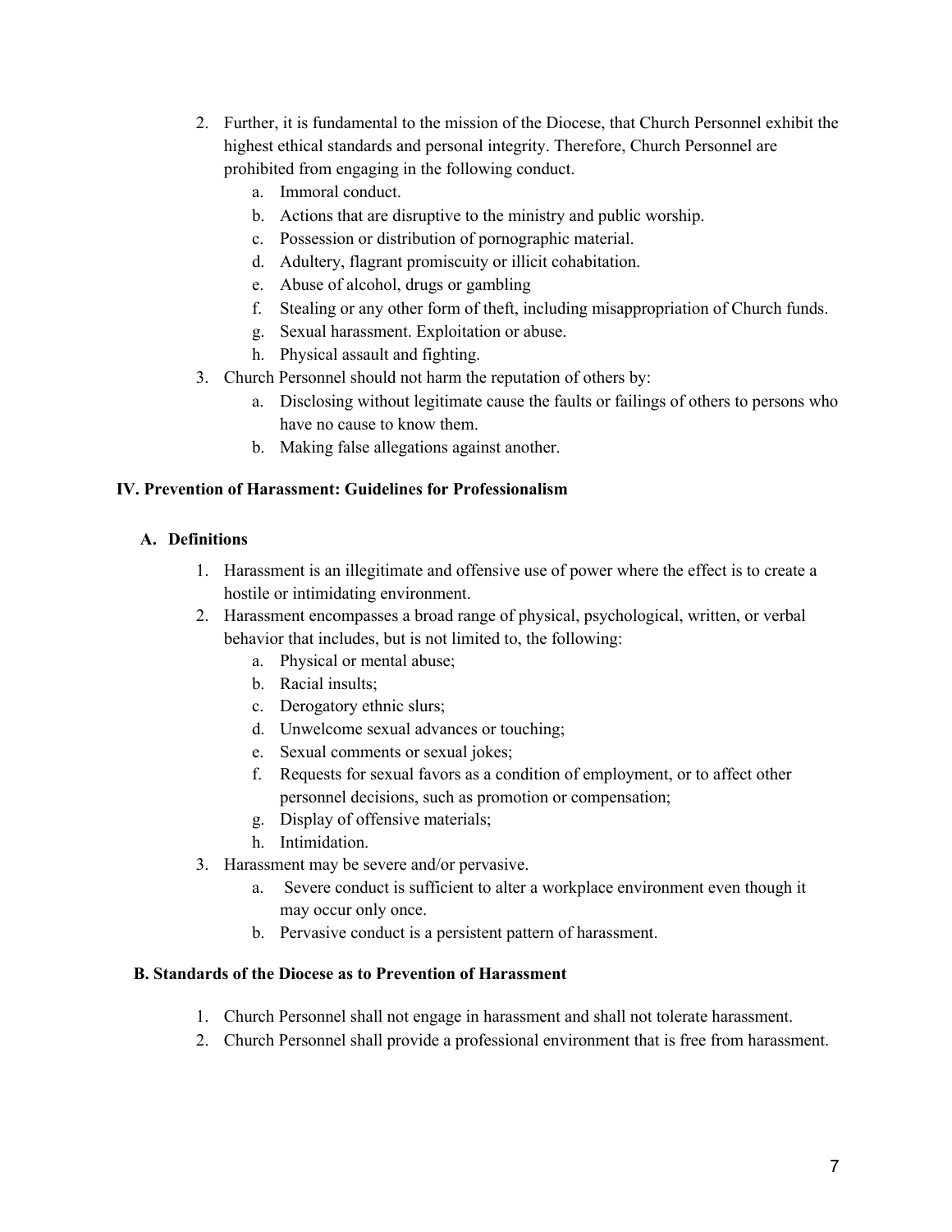2. Further, it is fundamental to the mission of the Diocese, that Church Personnel exhibit the highest ethical standards and personal integrity. Therefore, Church Personnel are prohibited from engaging in the following conduct.
    a. Immoral conduct.
    b. Actions that are disruptive to the ministry and public worship.
    c. Possession or distribution of pornographic material.
    d. Adultery, flagrant promiscuity or illicit cohabitation.
    e. Abuse of alcohol, drugs or gambling
    f. Stealing or any other form of theft, including misappropriation of Church funds.
    g. Sexual harassment. Exploitation or abuse.
    h. Physical assault and fighting.
3. Church Personnel should not harm the reputation of others by:
    a. Disclosing without legitimate cause the faults or failings of others to persons who have no cause to know them.
    b. Making false allegations against another.

## IV. Prevention of Harassment: Guidelines for Professionalism

### A. Definitions

1. Harassment is an illegitimate and offensive use of power where the effect is to create a hostile or intimidating environment.
2. Harassment encompasses a broad range of physical, psychological, written, or verbal behavior that includes, but is not limited to, the following:
    a. Physical or mental abuse;
    b. Racial insults;
    c. Derogatory ethnic slurs;
    d. Unwelcome sexual advances or touching;
    e. Sexual comments or sexual jokes;
    f. Requests for sexual favors as a condition of employment, or to affect other personnel decisions, such as promotion or compensation;
    g. Display of offensive materials;
    h. Intimidation.
3. Harassment may be severe and/or pervasive.
    a. Severe conduct is sufficient to alter a workplace environment even though it may occur only once.
    b. Pervasive conduct is a persistent pattern of harassment.

### B. Standards of the Diocese as to Prevention of Harassment

1. Church Personnel shall not engage in harassment and shall not tolerate harassment.
2. Church Personnel shall provide a professional environment that is free from harassment.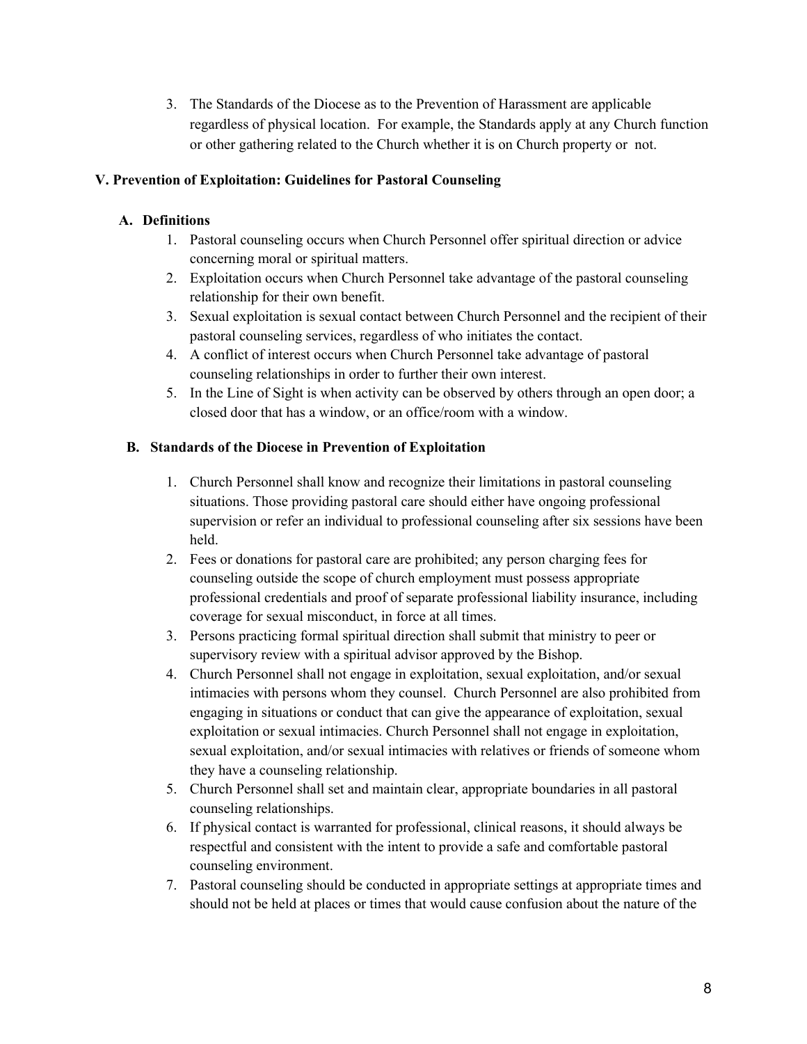3. The Standards of the Diocese as to the Prevention of Harassment are applicable regardless of physical location. For example, the Standards apply at any Church function or other gathering related to the Church whether it is on Church property or not.

## V. Prevention of Exploitation: Guidelines for Pastoral Counseling

### A. Definitions

1. Pastoral counseling occurs when Church Personnel offer spiritual direction or advice concerning moral or spiritual matters.
2. Exploitation occurs when Church Personnel take advantage of the pastoral counseling relationship for their own benefit.
3. Sexual exploitation is sexual contact between Church Personnel and the recipient of their pastoral counseling services, regardless of who initiates the contact.
4. A conflict of interest occurs when Church Personnel take advantage of pastoral counseling relationships in order to further their own interest.
5. In the Line of Sight is when activity can be observed by others through an open door; a closed door that has a window, or an office/room with a window.

### B. Standards of the Diocese in Prevention of Exploitation

1. Church Personnel shall know and recognize their limitations in pastoral counseling situations. Those providing pastoral care should either have ongoing professional supervision or refer an individual to professional counseling after six sessions have been held.
2. Fees or donations for pastoral care are prohibited; any person charging fees for counseling outside the scope of church employment must possess appropriate professional credentials and proof of separate professional liability insurance, including coverage for sexual misconduct, in force at all times.
3. Persons practicing formal spiritual direction shall submit that ministry to peer or supervisory review with a spiritual advisor approved by the Bishop.
4. Church Personnel shall not engage in exploitation, sexual exploitation, and/or sexual intimacies with persons whom they counsel. Church Personnel are also prohibited from engaging in situations or conduct that can give the appearance of exploitation, sexual exploitation or sexual intimacies. Church Personnel shall not engage in exploitation, sexual exploitation, and/or sexual intimacies with relatives or friends of someone whom they have a counseling relationship.
5. Church Personnel shall set and maintain clear, appropriate boundaries in all pastoral counseling relationships.
6. If physical contact is warranted for professional, clinical reasons, it should always be respectful and consistent with the intent to provide a safe and comfortable pastoral counseling environment.
7. Pastoral counseling should be conducted in appropriate settings at appropriate times and should not be held at places or times that would cause confusion about the nature of the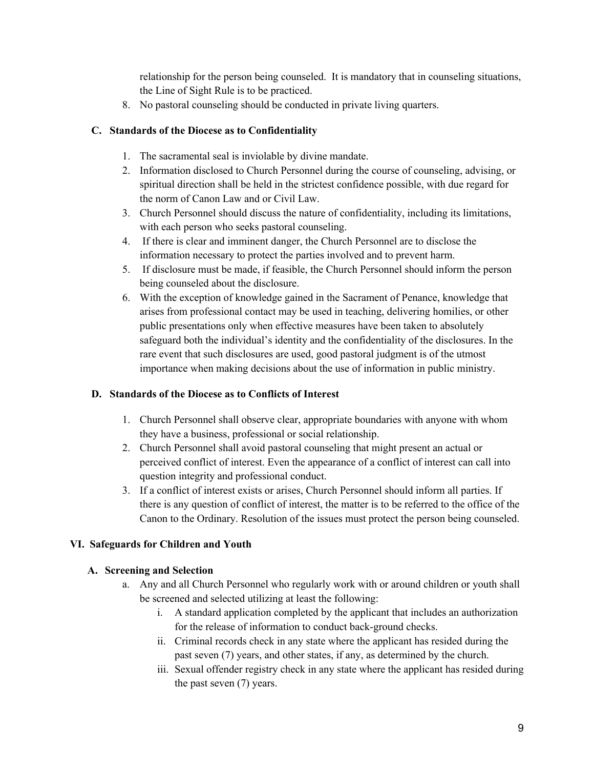relationship for the person being counseled. It is mandatory that in counseling situations, the Line of Sight Rule is to be practiced.

8. No pastoral counseling should be conducted in private living quarters.

### C. Standards of the Diocese as to Confidentiality

1. The sacramental seal is inviolable by divine mandate.
2. Information disclosed to Church Personnel during the course of counseling, advising, or spiritual direction shall be held in the strictest confidence possible, with due regard for the norm of Canon Law and or Civil Law.
3. Church Personnel should discuss the nature of confidentiality, including its limitations, with each person who seeks pastoral counseling.
4. If there is clear and imminent danger, the Church Personnel are to disclose the information necessary to protect the parties involved and to prevent harm.
5. If disclosure must be made, if feasible, the Church Personnel should inform the person being counseled about the disclosure.
6. With the exception of knowledge gained in the Sacrament of Penance, knowledge that arises from professional contact may be used in teaching, delivering homilies, or other public presentations only when effective measures have been taken to absolutely safeguard both the individual's identity and the confidentiality of the disclosures. In the rare event that such disclosures are used, good pastoral judgment is of the utmost importance when making decisions about the use of information in public ministry.

### D. Standards of the Diocese as to Conflicts of Interest

1. Church Personnel shall observe clear, appropriate boundaries with anyone with whom they have a business, professional or social relationship.
2. Church Personnel shall avoid pastoral counseling that might present an actual or perceived conflict of interest. Even the appearance of a conflict of interest can call into question integrity and professional conduct.
3. If a conflict of interest exists or arises, Church Personnel should inform all parties. If there is any question of conflict of interest, the matter is to be referred to the office of the Canon to the Ordinary. Resolution of the issues must protect the person being counseled.

## VI. Safeguards for Children and Youth

### A. Screening and Selection

a. Any and all Church Personnel who regularly work with or around children or youth shall be screened and selected utilizing at least the following:
   i. A standard application completed by the applicant that includes an authorization for the release of information to conduct back-ground checks.
   ii. Criminal records check in any state where the applicant has resided during the past seven (7) years, and other states, if any, as determined by the church.
   iii. Sexual offender registry check in any state where the applicant has resided during the past seven (7) years.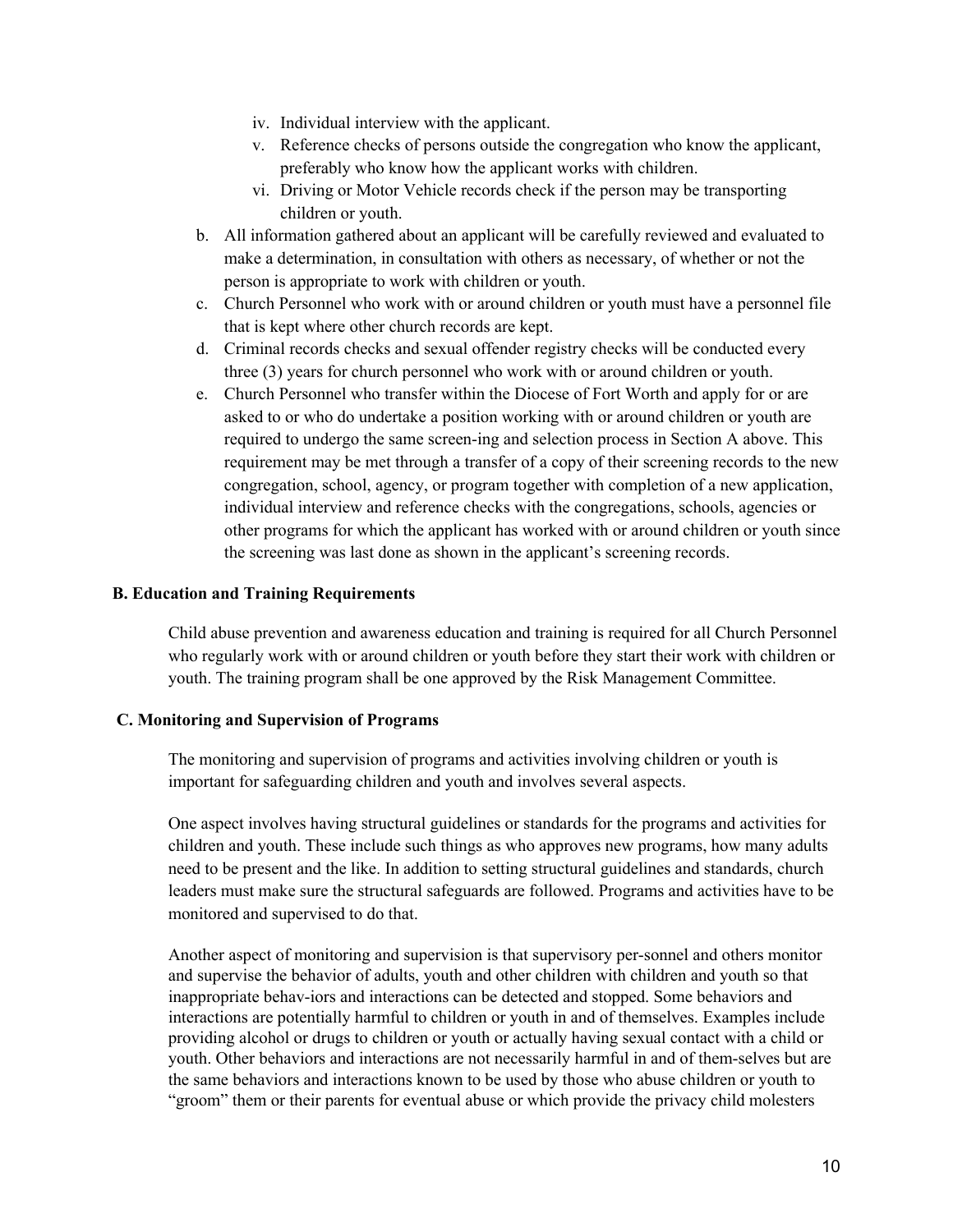iv. Individual interview with the applicant.
  v. Reference checks of persons outside the congregation who know the applicant, preferably who know how the applicant works with children.
  vi. Driving or Motor Vehicle records check if the person may be transporting children or youth.

b. All information gathered about an applicant will be carefully reviewed and evaluated to make a determination, in consultation with others as necessary, of whether or not the person is appropriate to work with children or youth.

c. Church Personnel who work with or around children or youth must have a personnel file that is kept where other church records are kept.

d. Criminal records checks and sexual offender registry checks will be conducted every three (3) years for church personnel who work with or around children or youth.

e. Church Personnel who transfer within the Diocese of Fort Worth and apply for or are asked to or who do undertake a position working with or around children or youth are required to undergo the same screen-ing and selection process in Section A above. This requirement may be met through a transfer of a copy of their screening records to the new congregation, school, agency, or program together with completion of a new application, individual interview and reference checks with the congregations, schools, agencies or other programs for which the applicant has worked with or around children or youth since the screening was last done as shown in the applicant's screening records.

**B. Education and Training Requirements**

Child abuse prevention and awareness education and training is required for all Church Personnel who regularly work with or around children or youth before they start their work with children or youth. The training program shall be one approved by the Risk Management Committee.

**C. Monitoring and Supervision of Programs**

The monitoring and supervision of programs and activities involving children or youth is important for safeguarding children and youth and involves several aspects.

One aspect involves having structural guidelines or standards for the programs and activities for children and youth. These include such things as who approves new programs, how many adults need to be present and the like. In addition to setting structural guidelines and standards, church leaders must make sure the structural safeguards are followed. Programs and activities have to be monitored and supervised to do that.

Another aspect of monitoring and supervision is that supervisory per-sonnel and others monitor and supervise the behavior of adults, youth and other children with children and youth so that inappropriate behav-iors and interactions can be detected and stopped. Some behaviors and interactions are potentially harmful to children or youth in and of themselves. Examples include providing alcohol or drugs to children or youth or actually having sexual contact with a child or youth. Other behaviors and interactions are not necessarily harmful in and of them-selves but are the same behaviors and interactions known to be used by those who abuse children or youth to "groom" them or their parents for eventual abuse or which provide the privacy child molesters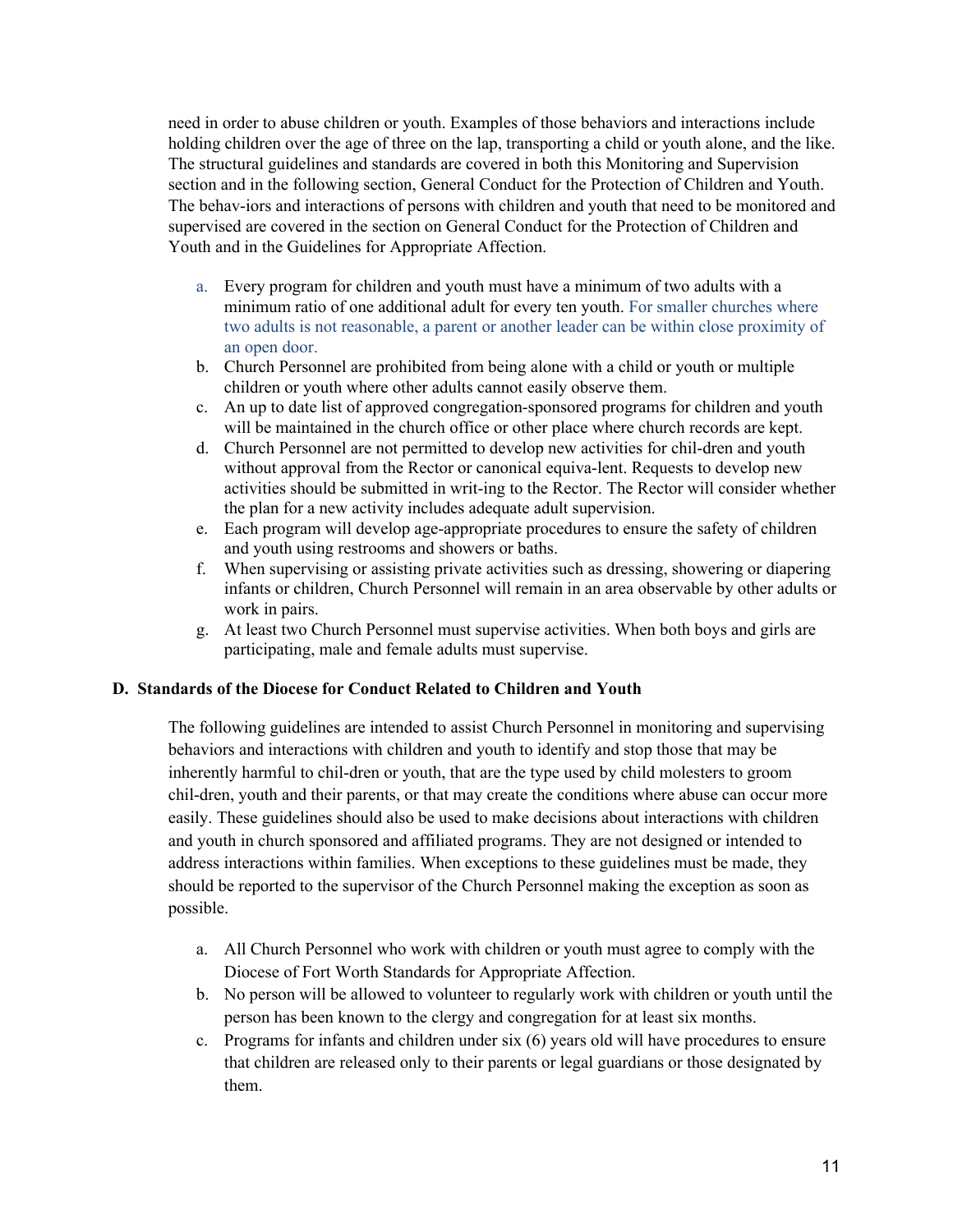need in order to abuse children or youth. Examples of those behaviors and interactions include holding children over the age of three on the lap, transporting a child or youth alone, and the like. The structural guidelines and standards are covered in both this Monitoring and Supervision section and in the following section, General Conduct for the Protection of Children and Youth. The behav-iors and interactions of persons with children and youth that need to be monitored and supervised are covered in the section on General Conduct for the Protection of Children and Youth and in the Guidelines for Appropriate Affection.

a. Every program for children and youth must have a minimum of two adults with a minimum ratio of one additional adult for every ten youth. For smaller churches where two adults is not reasonable, a parent or another leader can be within close proximity of an open door.
b. Church Personnel are prohibited from being alone with a child or youth or multiple children or youth where other adults cannot easily observe them.
c. An up to date list of approved congregation-sponsored programs for children and youth will be maintained in the church office or other place where church records are kept.
d. Church Personnel are not permitted to develop new activities for chil-dren and youth without approval from the Rector or canonical equiva-lent. Requests to develop new activities should be submitted in writ-ing to the Rector. The Rector will consider whether the plan for a new activity includes adequate adult supervision.
e. Each program will develop age-appropriate procedures to ensure the safety of children and youth using restrooms and showers or baths.
f. When supervising or assisting private activities such as dressing, showering or diapering infants or children, Church Personnel will remain in an area observable by other adults or work in pairs.
g. At least two Church Personnel must supervise activities. When both boys and girls are participating, male and female adults must supervise.

### D. Standards of the Diocese for Conduct Related to Children and Youth

The following guidelines are intended to assist Church Personnel in monitoring and supervising behaviors and interactions with children and youth to identify and stop those that may be inherently harmful to chil-dren or youth, that are the type used by child molesters to groom chil-dren, youth and their parents, or that may create the conditions where abuse can occur more easily. These guidelines should also be used to make decisions about interactions with children and youth in church sponsored and affiliated programs. They are not designed or intended to address interactions within families. When exceptions to these guidelines must be made, they should be reported to the supervisor of the Church Personnel making the exception as soon as possible.

a. All Church Personnel who work with children or youth must agree to comply with the Diocese of Fort Worth Standards for Appropriate Affection.
b. No person will be allowed to volunteer to regularly work with children or youth until the person has been known to the clergy and congregation for at least six months.
c. Programs for infants and children under six (6) years old will have procedures to ensure that children are released only to their parents or legal guardians or those designated by them.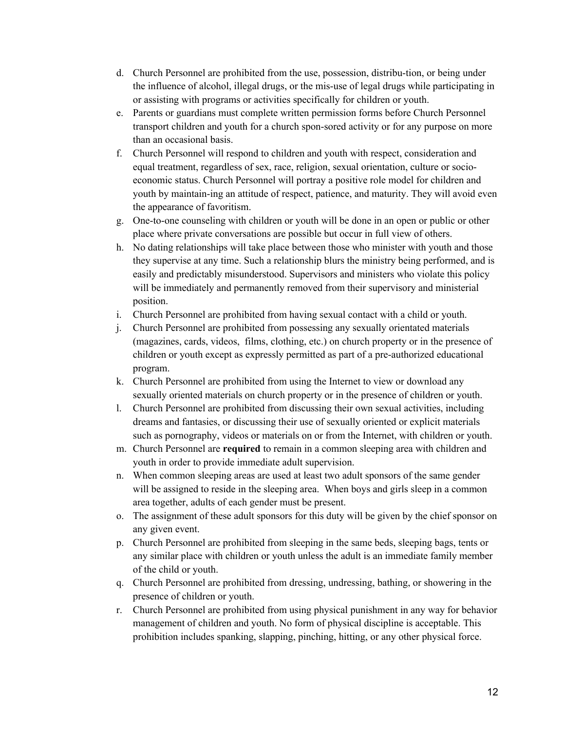d. Church Personnel are prohibited from the use, possession, distribu-tion, or being under the influence of alcohol, illegal drugs, or the mis-use of legal drugs while participating in or assisting with programs or activities specifically for children or youth.
e. Parents or guardians must complete written permission forms before Church Personnel transport children and youth for a church spon-sored activity or for any purpose on more than an occasional basis.
f. Church Personnel will respond to children and youth with respect, consideration and equal treatment, regardless of sex, race, religion, sexual orientation, culture or socio-economic status. Church Personnel will portray a positive role model for children and youth by maintain-ing an attitude of respect, patience, and maturity. They will avoid even the appearance of favoritism.
g. One-to-one counseling with children or youth will be done in an open or public or other place where private conversations are possible but occur in full view of others.
h. No dating relationships will take place between those who minister with youth and those they supervise at any time. Such a relationship blurs the ministry being performed, and is easily and predictably misunderstood. Supervisors and ministers who violate this policy will be immediately and permanently removed from their supervisory and ministerial position.
i. Church Personnel are prohibited from having sexual contact with a child or youth.
j. Church Personnel are prohibited from possessing any sexually orientated materials (magazines, cards, videos, films, clothing, etc.) on church property or in the presence of children or youth except as expressly permitted as part of a pre-authorized educational program.
k. Church Personnel are prohibited from using the Internet to view or download any sexually oriented materials on church property or in the presence of children or youth.
l. Church Personnel are prohibited from discussing their own sexual activities, including dreams and fantasies, or discussing their use of sexually oriented or explicit materials such as pornography, videos or materials on or from the Internet, with children or youth.
m. Church Personnel are **required** to remain in a common sleeping area with children and youth in order to provide immediate adult supervision.
n. When common sleeping areas are used at least two adult sponsors of the same gender will be assigned to reside in the sleeping area. When boys and girls sleep in a common area together, adults of each gender must be present.
o. The assignment of these adult sponsors for this duty will be given by the chief sponsor on any given event.
p. Church Personnel are prohibited from sleeping in the same beds, sleeping bags, tents or any similar place with children or youth unless the adult is an immediate family member of the child or youth.
q. Church Personnel are prohibited from dressing, undressing, bathing, or showering in the presence of children or youth.
r. Church Personnel are prohibited from using physical punishment in any way for behavior management of children and youth. No form of physical discipline is acceptable. This prohibition includes spanking, slapping, pinching, hitting, or any other physical force.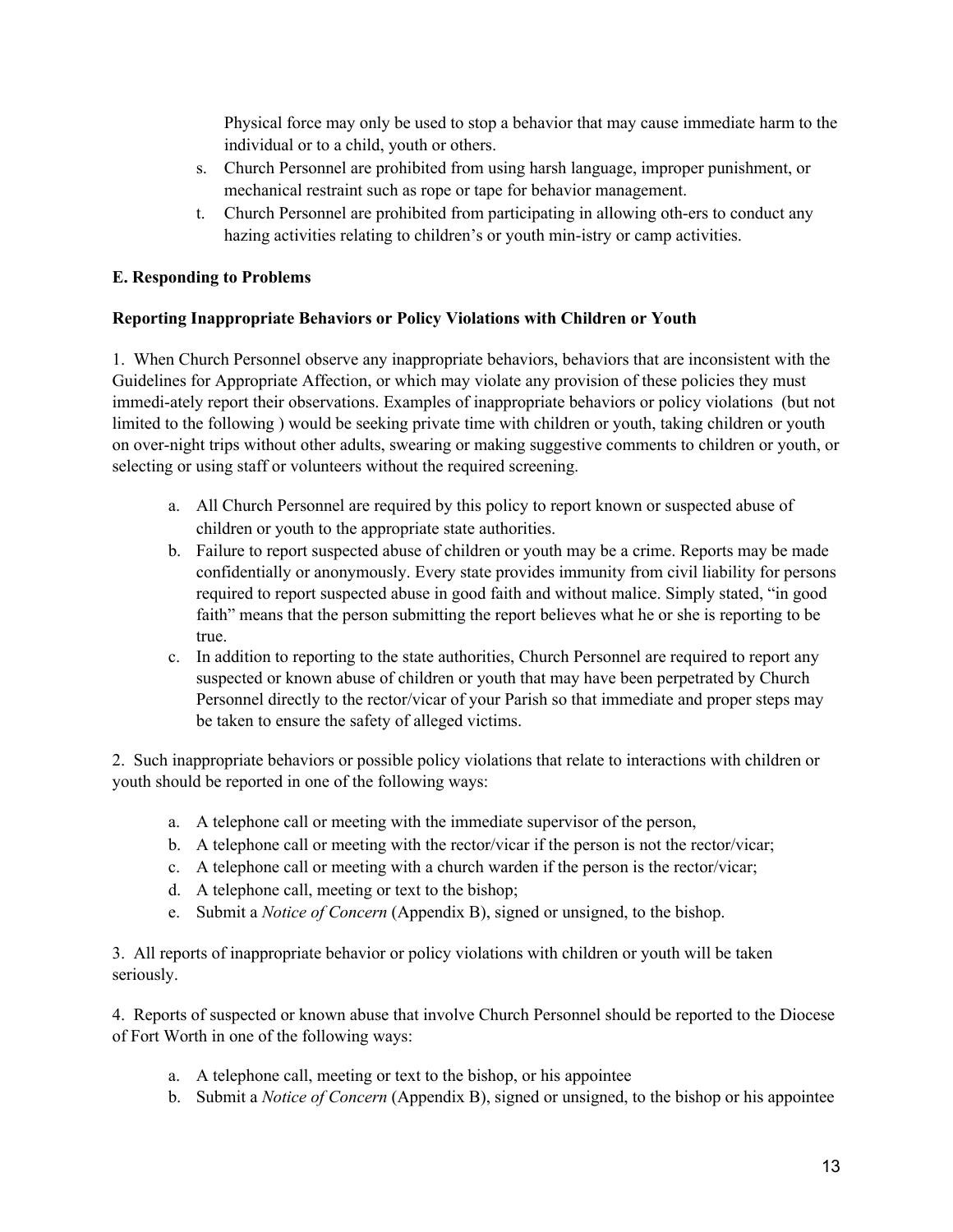Physical force may only be used to stop a behavior that may cause immediate harm to the individual or to a child, youth or others.

s. Church Personnel are prohibited from using harsh language, improper punishment, or mechanical restraint such as rope or tape for behavior management.
t. Church Personnel are prohibited from participating in allowing oth-ers to conduct any hazing activities relating to children's or youth min-istry or camp activities.

**E. Responding to Problems**

**Reporting Inappropriate Behaviors or Policy Violations with Children or Youth**

1. When Church Personnel observe any inappropriate behaviors, behaviors that are inconsistent with the Guidelines for Appropriate Affection, or which may violate any provision of these policies they must immedi-ately report their observations. Examples of inappropriate behaviors or policy violations (but not limited to the following ) would be seeking private time with children or youth, taking children or youth on over-night trips without other adults, swearing or making suggestive comments to children or youth, or selecting or using staff or volunteers without the required screening.

a. All Church Personnel are required by this policy to report known or suspected abuse of children or youth to the appropriate state authorities.
b. Failure to report suspected abuse of children or youth may be a crime. Reports may be made confidentially or anonymously. Every state provides immunity from civil liability for persons required to report suspected abuse in good faith and without malice. Simply stated, "in good faith" means that the person submitting the report believes what he or she is reporting to be true.
c. In addition to reporting to the state authorities, Church Personnel are required to report any suspected or known abuse of children or youth that may have been perpetrated by Church Personnel directly to the rector/vicar of your Parish so that immediate and proper steps may be taken to ensure the safety of alleged victims.

2. Such inappropriate behaviors or possible policy violations that relate to interactions with children or youth should be reported in one of the following ways:

a. A telephone call or meeting with the immediate supervisor of the person,
b. A telephone call or meeting with the rector/vicar if the person is not the rector/vicar;
c. A telephone call or meeting with a church warden if the person is the rector/vicar;
d. A telephone call, meeting or text to the bishop;
e. Submit a *Notice of Concern* (Appendix B), signed or unsigned, to the bishop.

3. All reports of inappropriate behavior or policy violations with children or youth will be taken seriously.

4. Reports of suspected or known abuse that involve Church Personnel should be reported to the Diocese of Fort Worth in one of the following ways:

a. A telephone call, meeting or text to the bishop, or his appointee
b. Submit a *Notice of Concern* (Appendix B), signed or unsigned, to the bishop or his appointee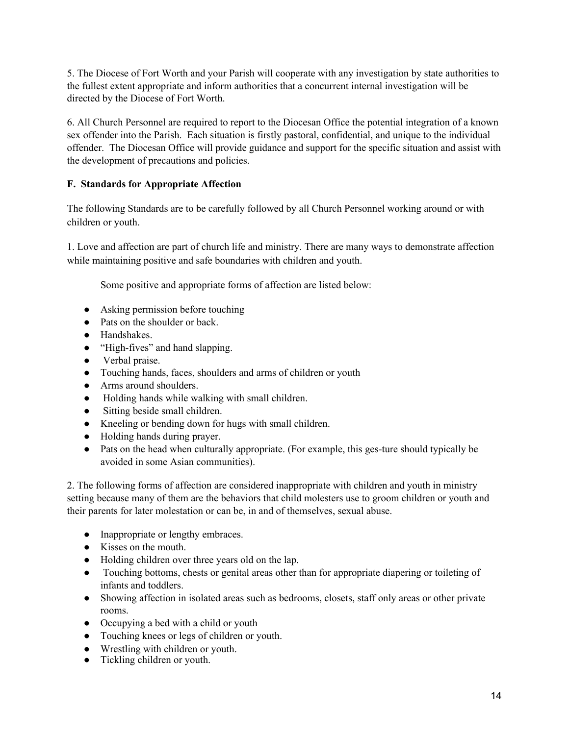5. The Diocese of Fort Worth and your Parish will cooperate with any investigation by state authorities to the fullest extent appropriate and inform authorities that a concurrent internal investigation will be directed by the Diocese of Fort Worth.

6. All Church Personnel are required to report to the Diocesan Office the potential integration of a known sex offender into the Parish. Each situation is firstly pastoral, confidential, and unique to the individual offender. The Diocesan Office will provide guidance and support for the specific situation and assist with the development of precautions and policies.

**F. Standards for Appropriate Affection**

The following Standards are to be carefully followed by all Church Personnel working around or with children or youth.

1. Love and affection are part of church life and ministry. There are many ways to demonstrate affection while maintaining positive and safe boundaries with children and youth.

Some positive and appropriate forms of affection are listed below:

- Asking permission before touching
- Pats on the shoulder or back.
- Handshakes.
- "High-fives" and hand slapping.
- Verbal praise.
- Touching hands, faces, shoulders and arms of children or youth
- Arms around shoulders.
- Holding hands while walking with small children.
- Sitting beside small children.
- Kneeling or bending down for hugs with small children.
- Holding hands during prayer.
- Pats on the head when culturally appropriate. (For example, this ges-ture should typically be avoided in some Asian communities).

2. The following forms of affection are considered inappropriate with children and youth in ministry setting because many of them are the behaviors that child molesters use to groom children or youth and their parents for later molestation or can be, in and of themselves, sexual abuse.

- Inappropriate or lengthy embraces.
- Kisses on the mouth.
- Holding children over three years old on the lap.
- Touching bottoms, chests or genital areas other than for appropriate diapering or toileting of infants and toddlers.
- Showing affection in isolated areas such as bedrooms, closets, staff only areas or other private rooms.
- Occupying a bed with a child or youth
- Touching knees or legs of children or youth.
- Wrestling with children or youth.
- Tickling children or youth.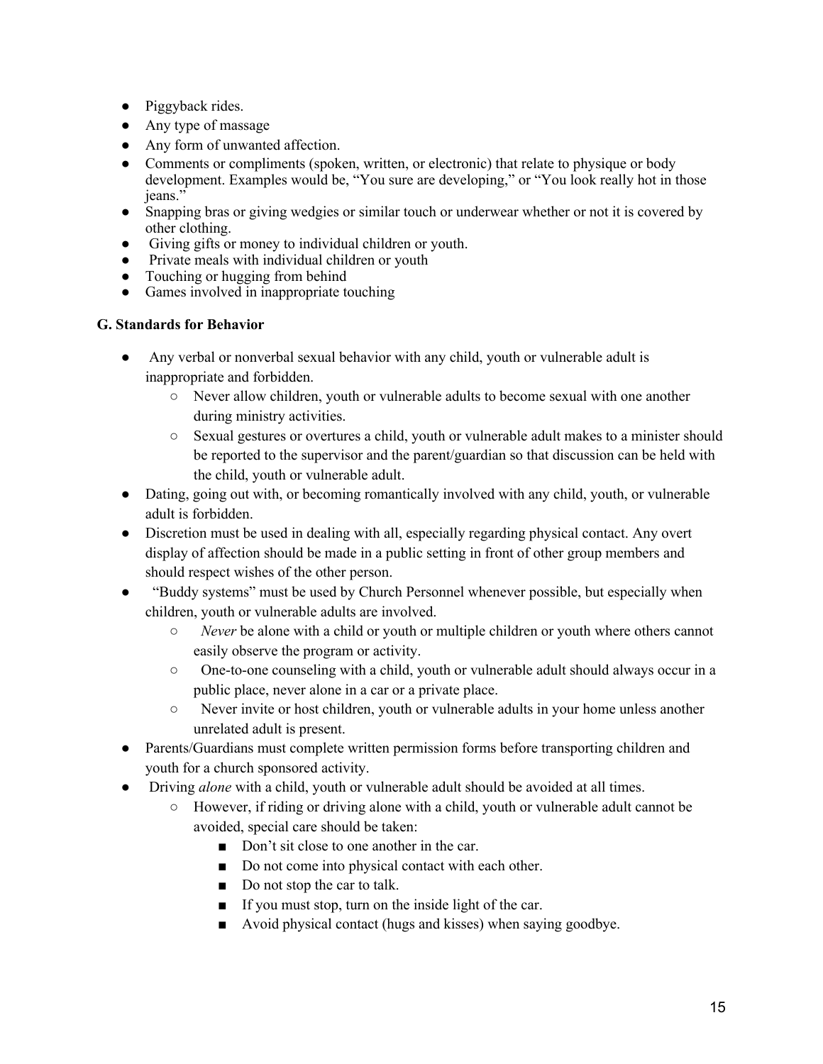- Piggyback rides.
- Any type of massage
- Any form of unwanted affection.
- Comments or compliments (spoken, written, or electronic) that relate to physique or body development. Examples would be, "You sure are developing," or "You look really hot in those jeans."
- Snapping bras or giving wedgies or similar touch or underwear whether or not it is covered by other clothing.
- Giving gifts or money to individual children or youth.
- Private meals with individual children or youth
- Touching or hugging from behind
- Games involved in inappropriate touching

**G. Standards for Behavior**

- Any verbal or nonverbal sexual behavior with any child, youth or vulnerable adult is inappropriate and forbidden.
  - Never allow children, youth or vulnerable adults to become sexual with one another during ministry activities.
  - Sexual gestures or overtures a child, youth or vulnerable adult makes to a minister should be reported to the supervisor and the parent/guardian so that discussion can be held with the child, youth or vulnerable adult.
- Dating, going out with, or becoming romantically involved with any child, youth, or vulnerable adult is forbidden.
- Discretion must be used in dealing with all, especially regarding physical contact. Any overt display of affection should be made in a public setting in front of other group members and should respect wishes of the other person.
- "Buddy systems" must be used by Church Personnel whenever possible, but especially when children, youth or vulnerable adults are involved.
  - *Never* be alone with a child or youth or multiple children or youth where others cannot easily observe the program or activity.
  - One-to-one counseling with a child, youth or vulnerable adult should always occur in a public place, never alone in a car or a private place.
  - Never invite or host children, youth or vulnerable adults in your home unless another unrelated adult is present.
- Parents/Guardians must complete written permission forms before transporting children and youth for a church sponsored activity.
- Driving *alone* with a child, youth or vulnerable adult should be avoided at all times.
  - However, if riding or driving alone with a child, youth or vulnerable adult cannot be avoided, special care should be taken:
    - Don't sit close to one another in the car.
    - Do not come into physical contact with each other.
    - Do not stop the car to talk.
    - If you must stop, turn on the inside light of the car.
    - Avoid physical contact (hugs and kisses) when saying goodbye.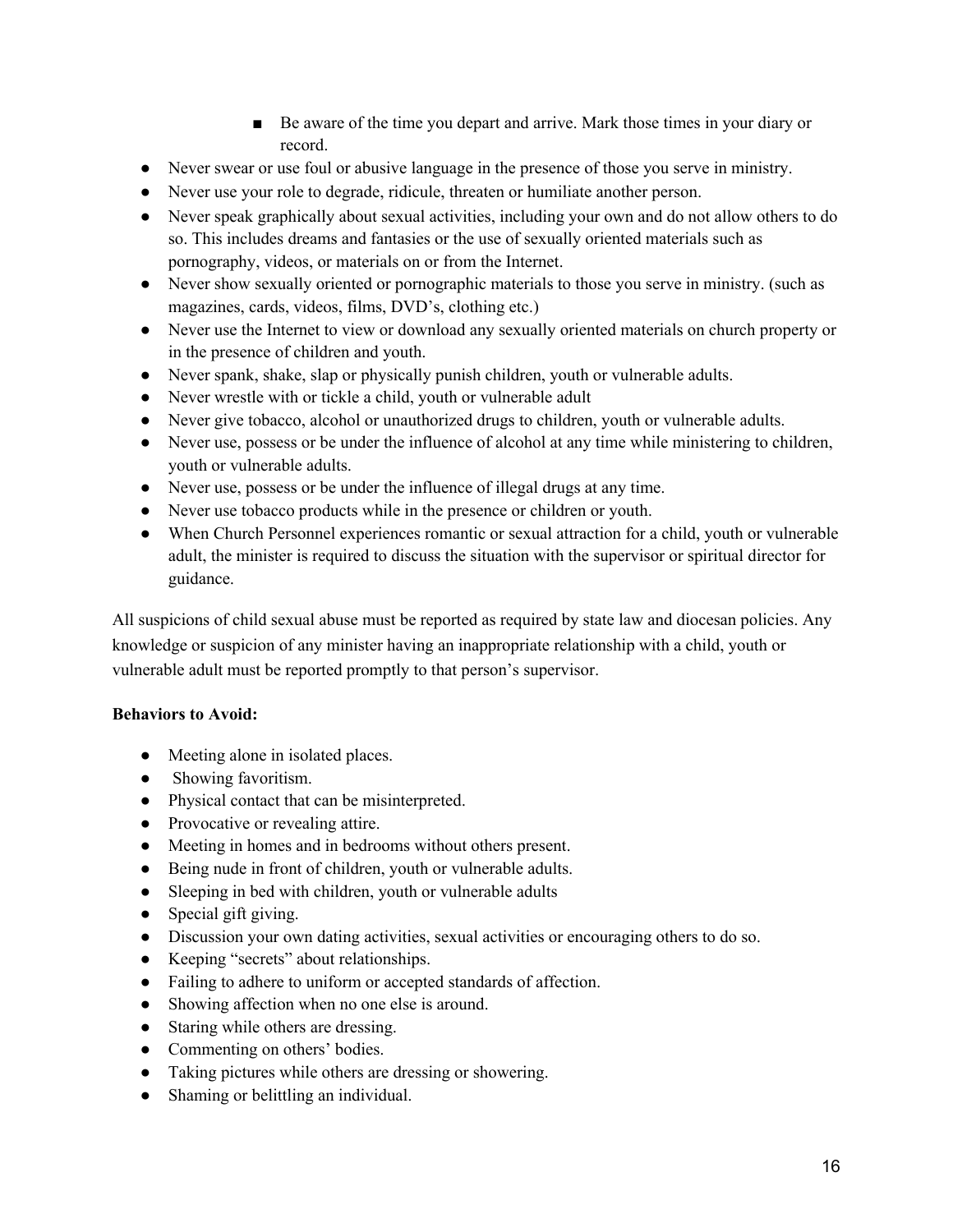- Be aware of the time you depart and arrive. Mark those times in your diary or record.
- Never swear or use foul or abusive language in the presence of those you serve in ministry.
- Never use your role to degrade, ridicule, threaten or humiliate another person.
- Never speak graphically about sexual activities, including your own and do not allow others to do so. This includes dreams and fantasies or the use of sexually oriented materials such as pornography, videos, or materials on or from the Internet.
- Never show sexually oriented or pornographic materials to those you serve in ministry. (such as magazines, cards, videos, films, DVD's, clothing etc.)
- Never use the Internet to view or download any sexually oriented materials on church property or in the presence of children and youth.
- Never spank, shake, slap or physically punish children, youth or vulnerable adults.
- Never wrestle with or tickle a child, youth or vulnerable adult
- Never give tobacco, alcohol or unauthorized drugs to children, youth or vulnerable adults.
- Never use, possess or be under the influence of alcohol at any time while ministering to children, youth or vulnerable adults.
- Never use, possess or be under the influence of illegal drugs at any time.
- Never use tobacco products while in the presence or children or youth.
- When Church Personnel experiences romantic or sexual attraction for a child, youth or vulnerable adult, the minister is required to discuss the situation with the supervisor or spiritual director for guidance.

All suspicions of child sexual abuse must be reported as required by state law and diocesan policies. Any knowledge or suspicion of any minister having an inappropriate relationship with a child, youth or vulnerable adult must be reported promptly to that person's supervisor.

**Behaviors to Avoid:**

- Meeting alone in isolated places.
- Showing favoritism.
- Physical contact that can be misinterpreted.
- Provocative or revealing attire.
- Meeting in homes and in bedrooms without others present.
- Being nude in front of children, youth or vulnerable adults.
- Sleeping in bed with children, youth or vulnerable adults
- Special gift giving.
- Discussion your own dating activities, sexual activities or encouraging others to do so.
- Keeping "secrets" about relationships.
- Failing to adhere to uniform or accepted standards of affection.
- Showing affection when no one else is around.
- Staring while others are dressing.
- Commenting on others' bodies.
- Taking pictures while others are dressing or showering.
- Shaming or belittling an individual.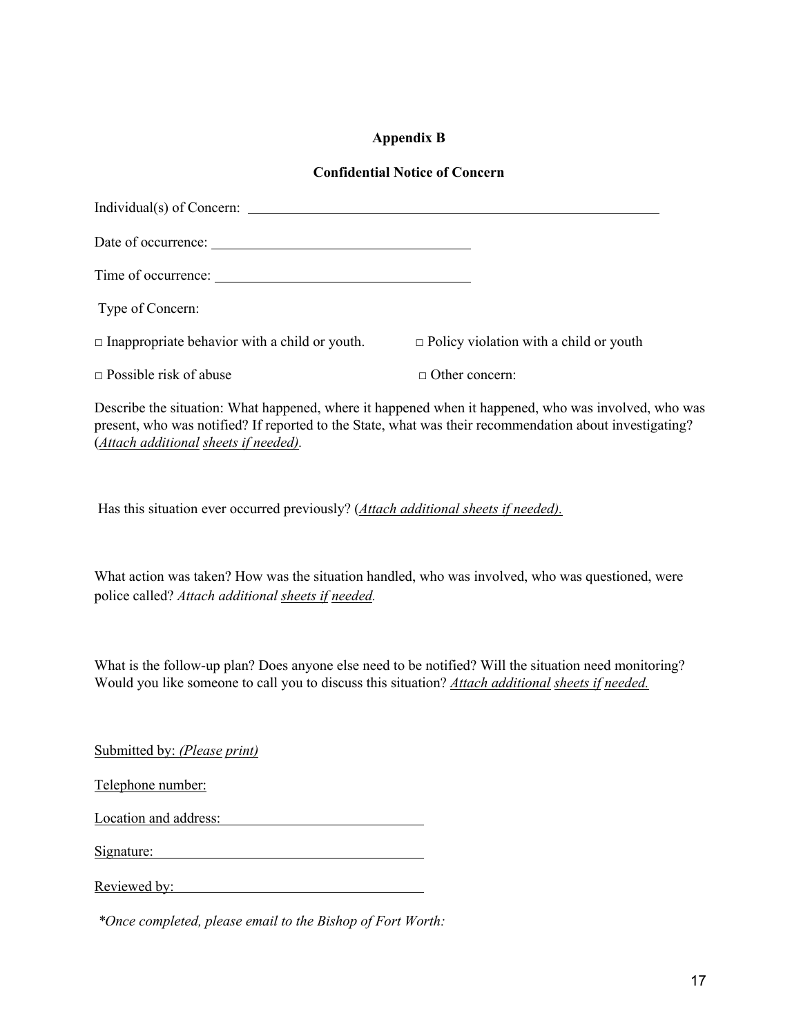**Appendix B**

**Confidential Notice of Concern**

Individual(s) of Concern: \_\_\_\_\_\_\_\_\_\_\_\_\_\_\_\_\_\_\_\_\_\_\_\_\_\_\_\_\_\_\_\_\_\_\_\_\_\_\_\_\_\_\_\_\_\_\_\_\_\_\_\_

Date of occurrence: \_\_\_\_\_\_\_\_\_\_\_\_\_\_\_\_\_\_\_\_\_\_\_\_\_\_\_\_\_\_\_\_\_

Time of occurrence: \_\_\_\_\_\_\_\_\_\_\_\_\_\_\_\_\_\_\_\_\_\_\_\_\_\_\_\_\_\_\_\_\_

Type of Concern:

□ Inappropriate behavior with a child or youth.

□ Policy violation with a child or youth

□ Possible risk of abuse

□ Other concern:

Describe the situation: What happened, where it happened when it happened, who was involved, who was present, who was notified? If reported to the State, what was their recommendation about investigating? (*Attach additional sheets if needed).*

Has this situation ever occurred previously? (*Attach additional sheets if needed).*

What action was taken? How was the situation handled, who was involved, who was questioned, were police called? *Attach additional sheets if needed.*

What is the follow-up plan? Does anyone else need to be notified? Will the situation need monitoring? Would you like someone to call you to discuss this situation? *Attach additional sheets if needed.*

Submitted by: *(Please print)*

Telephone number:

Location and address: \_\_\_\_\_\_\_\_\_\_\_\_\_\_\_\_\_\_\_\_\_\_\_\_\_\_\_\_

Signature: \_\_\_\_\_\_\_\_\_\_\_\_\_\_\_\_\_\_\_\_\_\_\_\_\_\_\_\_\_\_\_\_\_\_\_\_

Reviewed by: \_\_\_\_\_\_\_\_\_\_\_\_\_\_\_\_\_\_\_\_\_\_\_\_\_\_\_\_\_\_\_\_\_

*\*Once completed, please email to the Bishop of Fort Worth:*